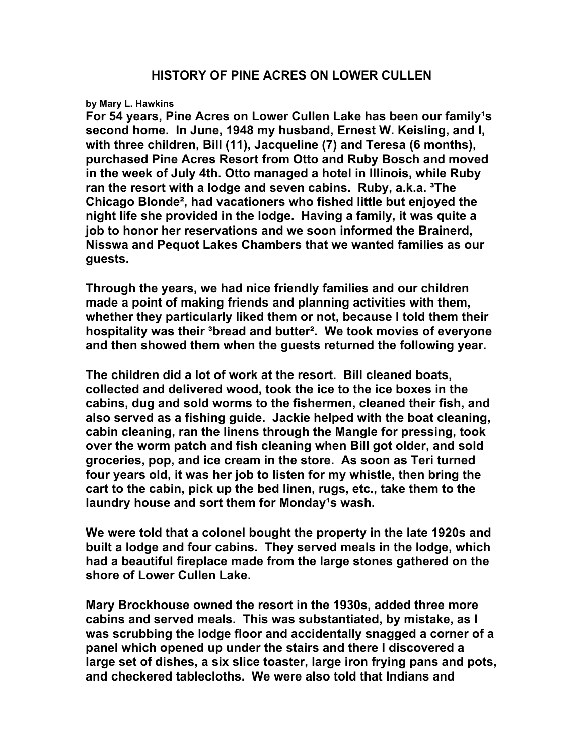# HISTORY OF PINE ACRES ON LOWER CULLEN

**by Mary L. Hawkins**

**For 54 years, Pine Acres on Lower Cullen Lake has been our family¹s second home. In June, 1948 my husband, Ernest W. Keisling, and I, with three children, Bill (11), Jacqueline (7) and Teresa (6 months), purchased Pine Acres Resort from Otto and Ruby Bosch and moved in the week of July 4th. Otto managed a hotel in Illinois, while Ruby ran the resort with a lodge and seven cabins. Ruby, a.k.a. ³The Chicago Blonde², had vacationers who fished little but enjoyed the night life she provided in the lodge. Having a family, it was quite a job to honor her reservations and we soon informed the Brainerd, Nisswa and Pequot Lakes Chambers that we wanted families as our guests.**

**Through the years, we had nice friendly families and our children made a point of making friends and planning activities with them, whether they particularly liked them or not, because I told them their hospitality was their ³bread and butter². We took movies of everyone and then showed them when the guests returned the following year.**

**The children did a lot of work at the resort. Bill cleaned boats, collected and delivered wood, took the ice to the ice boxes in the cabins, dug and sold worms to the fishermen, cleaned their fish, and also served as a fishing guide. Jackie helped with the boat cleaning, cabin cleaning, ran the linens through the Mangle for pressing, took over the worm patch and fish cleaning when Bill got older, and sold groceries, pop, and ice cream in the store. As soon as Teri turned four years old, it was her job to listen for my whistle, then bring the cart to the cabin, pick up the bed linen, rugs, etc., take them to the laundry house and sort them for Monday¹s wash.**

**We were told that a colonel bought the property in the late 1920s and built a lodge and four cabins. They served meals in the lodge, which had a beautiful fireplace made from the large stones gathered on the shore of Lower Cullen Lake.**

**Mary Brockhouse owned the resort in the 1930s, added three more cabins and served meals. This was substantiated, by mistake, as I was scrubbing the lodge floor and accidentally snagged a corner of a panel which opened up under the stairs and there I discovered a large set of dishes, a six slice toaster, large iron frying pans and pots, and checkered tablecloths. We were also told that Indians and**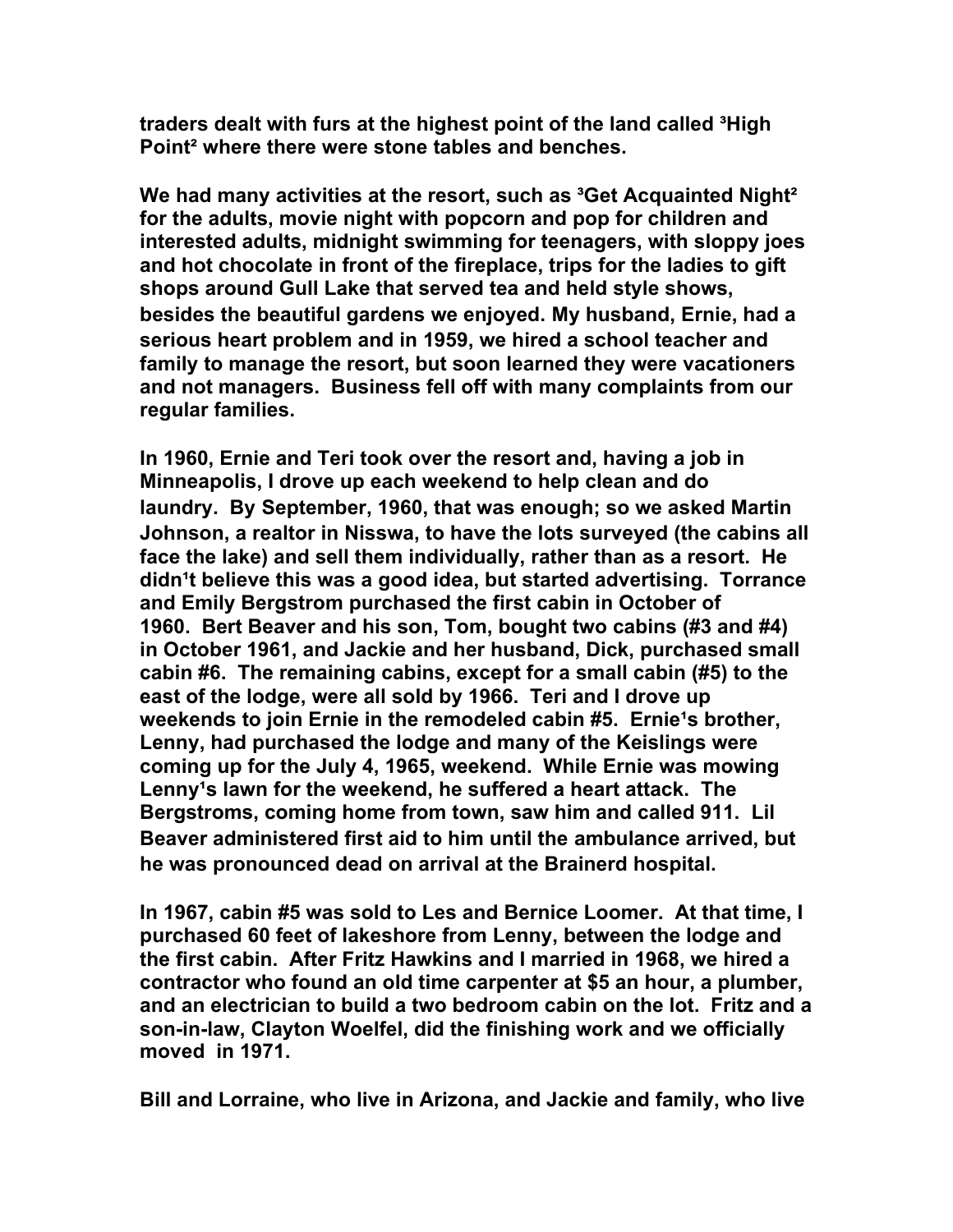**traders dealt with furs at the highest point of the land called ³High Point² where there were stone tables and benches.**

**We had many activities at the resort, such as ³Get Acquainted Night² for the adults, movie night with popcorn and pop for children and interested adults, midnight swimming for teenagers, with sloppy joes and hot chocolate in front of the fireplace, trips for the ladies to gift shops around Gull Lake that served tea and held style shows, besides the beautiful gardens we enjoyed. My husband, Ernie, had a serious heart problem and in 1959, we hired a school teacher and family to manage the resort, but soon learned they were vacationers and not managers. Business fell off with many complaints from our regular families.**

**In 1960, Ernie and Teri took over the resort and, having a job in Minneapolis, I drove up each weekend to help clean and do laundry. By September, 1960, that was enough; so we asked Martin Johnson, a realtor in Nisswa, to have the lots surveyed (the cabins all face the lake) and sell them individually, rather than as a resort. He didn¹t believe this was a good idea, but started advertising. Torrance and Emily Bergstrom purchased the first cabin in October of 1960. Bert Beaver and his son, Tom, bought two cabins (#3 and #4) in October 1961, and Jackie and her husband, Dick, purchased small cabin #6. The remaining cabins, except for a small cabin (#5) to the east of the lodge, were all sold by 1966. Teri and I drove up weekends to join Ernie in the remodeled cabin #5. Ernie¹s brother, Lenny, had purchased the lodge and many of the Keislings were coming up for the July 4, 1965, weekend. While Ernie was mowing Lenny¹s lawn for the weekend, he suffered a heart attack. The Bergstroms, coming home from town, saw him and called 911. Lil Beaver administered first aid to him until the ambulance arrived, but he was pronounced dead on arrival at the Brainerd hospital.**

**In 1967, cabin #5 was sold to Les and Bernice Loomer. At that time, I purchased 60 feet of lakeshore from Lenny, between the lodge and the first cabin. After Fritz Hawkins and I married in 1968, we hired a contractor who found an old time carpenter at $5 an hour, a plumber, and an electrician to build a two bedroom cabin on the lot. Fritz and a son-in-law, Clayton Woelfel, did the finishing work and we officially moved in 1971.**

**Bill and Lorraine, who live in Arizona, and Jackie and family, who live**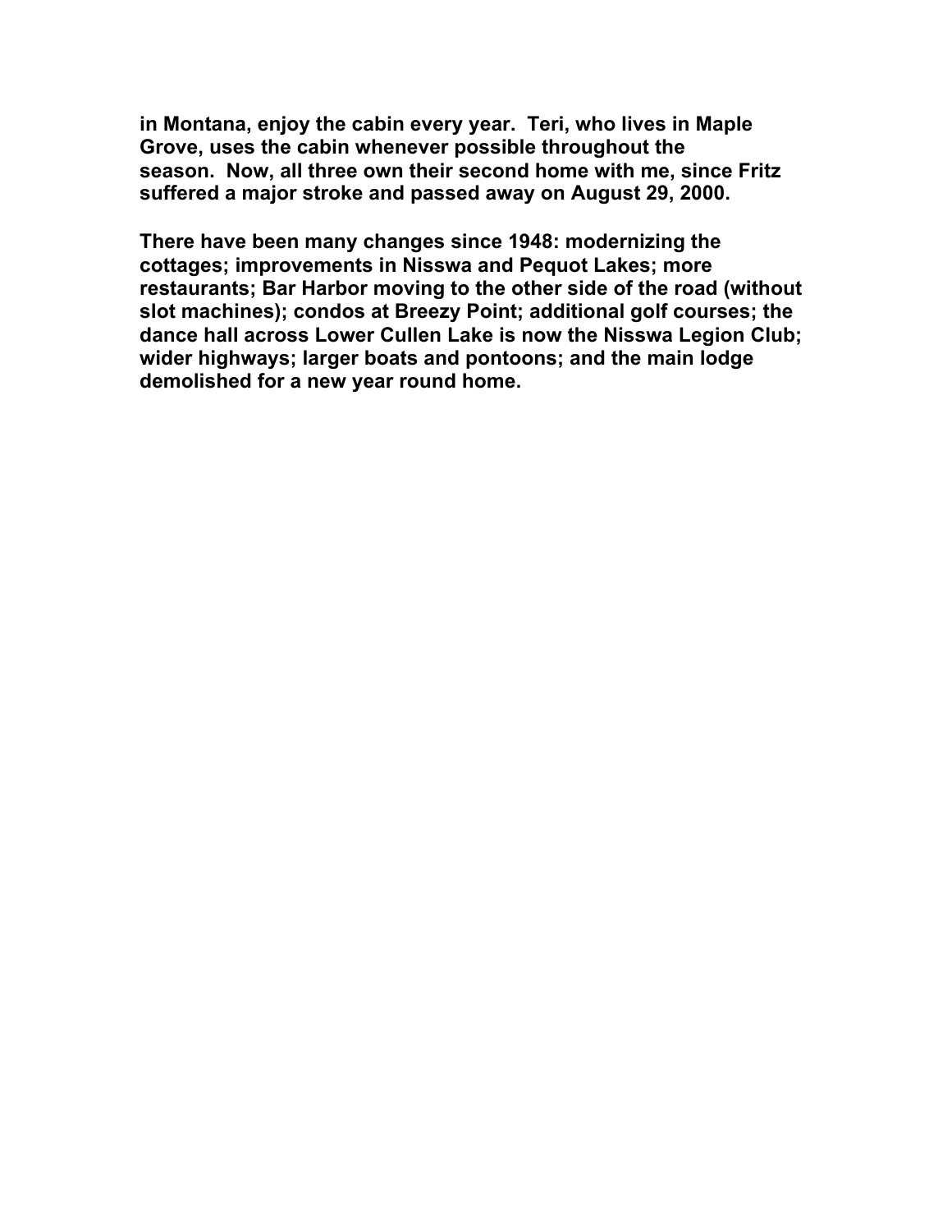**in Montana, enjoy the cabin every year. Teri, who lives in Maple Grove, uses the cabin whenever possible throughout the season. Now, all three own their second home with me, since Fritz suffered a major stroke and passed away on August 29, 2000.**

**There have been many changes since 1948: modernizing the cottages; improvements in Nisswa and Pequot Lakes; more restaurants; Bar Harbor moving to the other side of the road (without slot machines); condos at Breezy Point; additional golf courses; the dance hall across Lower Cullen Lake is now the Nisswa Legion Club; wider highways; larger boats and pontoons; and the main lodge demolished for a new year round home.**